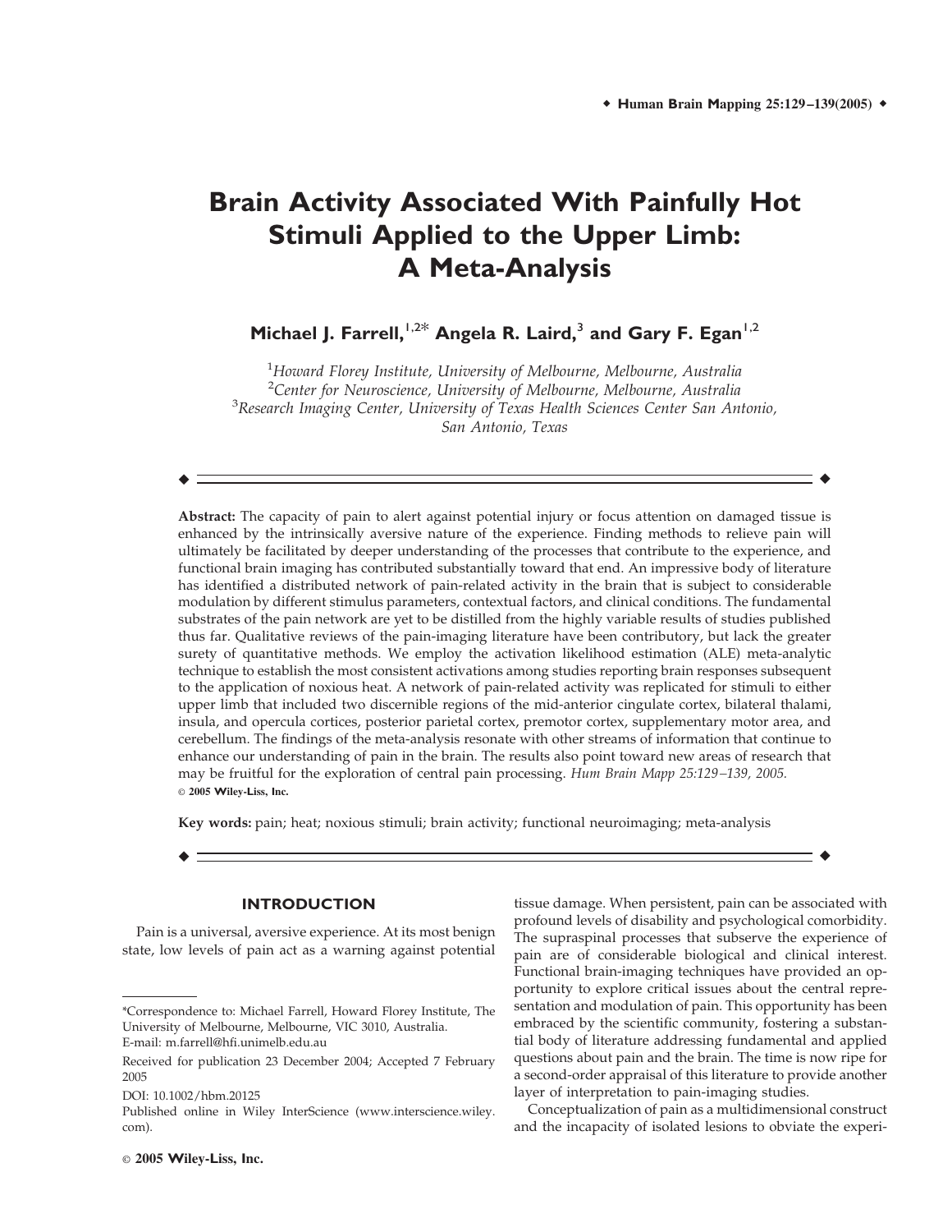# Brain Activity Associated With Painfully Hot Stimuli Applied to the Upper Limb: A Meta-Analysis

**Michael J. Farrell,[1,2]* Angela R. Laird,[3] and Gary F. Egan[1,2]**

[1]*Howard Florey Institute, University of Melbourne, Melbourne, Australia*
[2]*Center for Neuroscience, University of Melbourne, Melbourne, Australia*
[3]*Research Imaging Center, University of Texas Health Sciences Center San Antonio, San Antonio, Texas*

---

**Abstract:** The capacity of pain to alert against potential injury or focus attention on damaged tissue is enhanced by the intrinsically aversive nature of the experience. Finding methods to relieve pain will ultimately be facilitated by deeper understanding of the processes that contribute to the experience, and functional brain imaging has contributed substantially toward that end. An impressive body of literature has identified a distributed network of pain-related activity in the brain that is subject to considerable modulation by different stimulus parameters, contextual factors, and clinical conditions. The fundamental substrates of the pain network are yet to be distilled from the highly variable results of studies published thus far. Qualitative reviews of the pain-imaging literature have been contributory, but lack the greater surety of quantitative methods. We employ the activation likelihood estimation (ALE) meta-analytic technique to establish the most consistent activations among studies reporting brain responses subsequent to the application of noxious heat. A network of pain-related activity was replicated for stimuli to either upper limb that included two discernible regions of the mid-anterior cingulate cortex, bilateral thalami, insula, and opercula cortices, posterior parietal cortex, premotor cortex, supplementary motor area, and cerebellum. The findings of the meta-analysis resonate with other streams of information that continue to enhance our understanding of pain in the brain. The results also point toward new areas of research that may be fruitful for the exploration of central pain processing. *Hum Brain Mapp 25:129–139, 2005.* © **2005 Wiley-Liss, Inc.**

**Key words:** pain; heat; noxious stimuli; brain activity; functional neuroimaging; meta-analysis

---

## INTRODUCTION

Pain is a universal, aversive experience. At its most benign state, low levels of pain act as a warning against potential tissue damage. When persistent, pain can be associated with profound levels of disability and psychological comorbidity. The supraspinal processes that subserve the experience of pain are of considerable biological and clinical interest. Functional brain-imaging techniques have provided an opportunity to explore critical issues about the central representation and modulation of pain. This opportunity has been embraced by the scientific community, fostering a substantial body of literature addressing fundamental and applied questions about pain and the brain. The time is now ripe for a second-order appraisal of this literature to provide another layer of interpretation to pain-imaging studies.

Conceptualization of pain as a multidimensional construct and the incapacity of isolated lesions to obviate the experi-

---

*Correspondence to: Michael Farrell, Howard Florey Institute, The University of Melbourne, Melbourne, VIC 3010, Australia. E-mail: m.farrell@hfi.unimelb.edu.au

Received for publication 23 December 2004; Accepted 7 February 2005

DOI: 10.1002/hbm.20125

Published online in Wiley InterScience (www.interscience.wiley.com).

© **2005 Wiley-Liss, Inc.**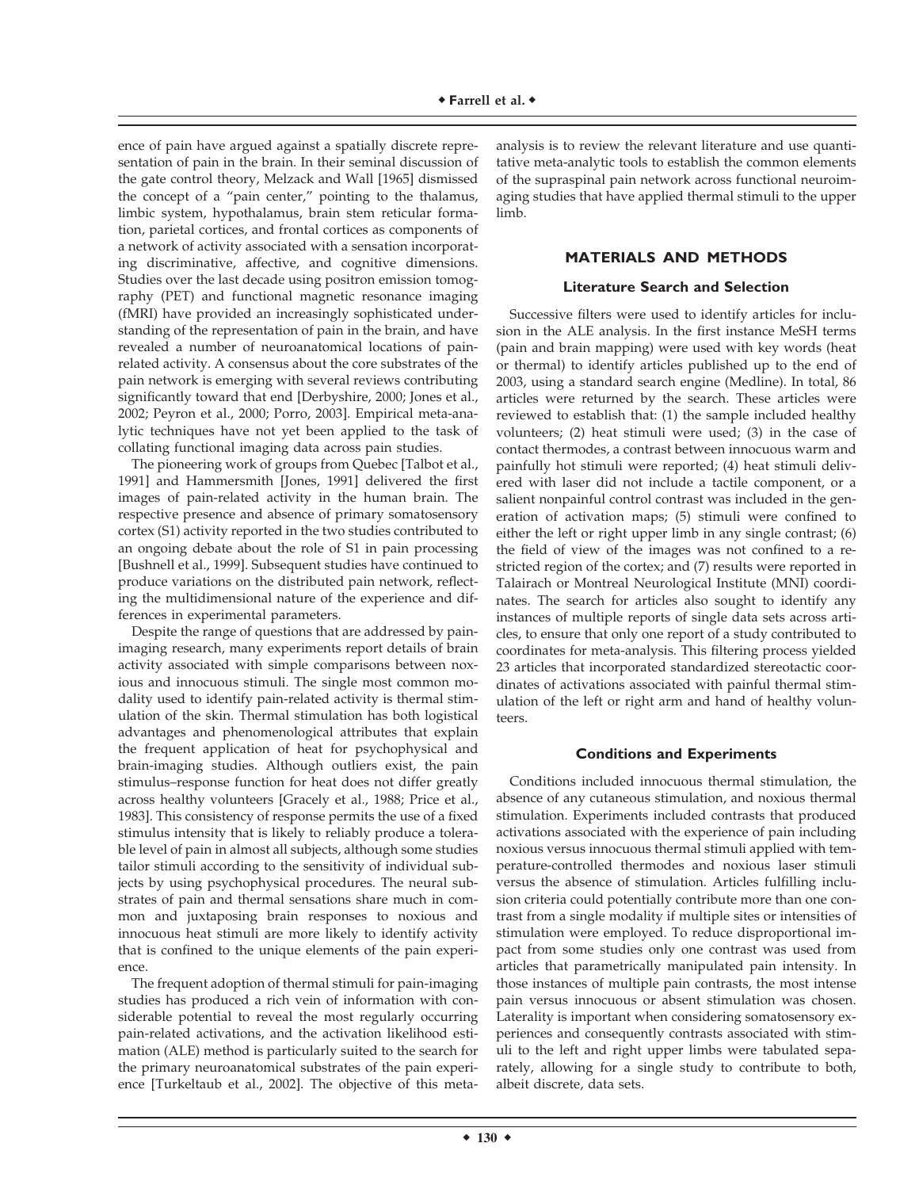ence of pain have argued against a spatially discrete representation of pain in the brain. In their seminal discussion of the gate control theory, Melzack and Wall [1965] dismissed the concept of a "pain center," pointing to the thalamus, limbic system, hypothalamus, brain stem reticular formation, parietal cortices, and frontal cortices as components of a network of activity associated with a sensation incorporating discriminative, affective, and cognitive dimensions. Studies over the last decade using positron emission tomography (PET) and functional magnetic resonance imaging (fMRI) have provided an increasingly sophisticated understanding of the representation of pain in the brain, and have revealed a number of neuroanatomical locations of pain-related activity. A consensus about the core substrates of the pain network is emerging with several reviews contributing significantly toward that end [Derbyshire, 2000; Jones et al., 2002; Peyron et al., 2000; Porro, 2003]. Empirical meta-analytic techniques have not yet been applied to the task of collating functional imaging data across pain studies.

The pioneering work of groups from Quebec [Talbot et al., 1991] and Hammersmith [Jones, 1991] delivered the first images of pain-related activity in the human brain. The respective presence and absence of primary somatosensory cortex (S1) activity reported in the two studies contributed to an ongoing debate about the role of S1 in pain processing [Bushnell et al., 1999]. Subsequent studies have continued to produce variations on the distributed pain network, reflecting the multidimensional nature of the experience and differences in experimental parameters.

Despite the range of questions that are addressed by pain-imaging research, many experiments report details of brain activity associated with simple comparisons between noxious and innocuous stimuli. The single most common modality used to identify pain-related activity is thermal stimulation of the skin. Thermal stimulation has both logistical advantages and phenomenological attributes that explain the frequent application of heat for psychophysical and brain-imaging studies. Although outliers exist, the pain stimulus–response function for heat does not differ greatly across healthy volunteers [Gracely et al., 1988; Price et al., 1983]. This consistency of response permits the use of a fixed stimulus intensity that is likely to reliably produce a tolerable level of pain in almost all subjects, although some studies tailor stimuli according to the sensitivity of individual subjects by using psychophysical procedures. The neural substrates of pain and thermal sensations share much in common and juxtaposing brain responses to noxious and innocuous heat stimuli are more likely to identify activity that is confined to the unique elements of the pain experience.

The frequent adoption of thermal stimuli for pain-imaging studies has produced a rich vein of information with considerable potential to reveal the most regularly occurring pain-related activations, and the activation likelihood estimation (ALE) method is particularly suited to the search for the primary neuroanatomical substrates of the pain experience [Turkeltaub et al., 2002]. The objective of this meta-analysis is to review the relevant literature and use quantitative meta-analytic tools to establish the common elements of the supraspinal pain network across functional neuroimaging studies that have applied thermal stimuli to the upper limb.

## MATERIALS AND METHODS

### Literature Search and Selection

Successive filters were used to identify articles for inclusion in the ALE analysis. In the first instance MeSH terms (pain and brain mapping) were used with key words (heat or thermal) to identify articles published up to the end of 2003, using a standard search engine (Medline). In total, 86 articles were returned by the search. These articles were reviewed to establish that: (1) the sample included healthy volunteers; (2) heat stimuli were used; (3) in the case of contact thermodes, a contrast between innocuous warm and painfully hot stimuli were reported; (4) heat stimuli delivered with laser did not include a tactile component, or a salient nonpainful control contrast was included in the generation of activation maps; (5) stimuli were confined to either the left or right upper limb in any single contrast; (6) the field of view of the images was not confined to a restricted region of the cortex; and (7) results were reported in Talairach or Montreal Neurological Institute (MNI) coordinates. The search for articles also sought to identify any instances of multiple reports of single data sets across articles, to ensure that only one report of a study contributed to coordinates for meta-analysis. This filtering process yielded 23 articles that incorporated standardized stereotactic coordinates of activations associated with painful thermal stimulation of the left or right arm and hand of healthy volunteers.

### Conditions and Experiments

Conditions included innocuous thermal stimulation, the absence of any cutaneous stimulation, and noxious thermal stimulation. Experiments included contrasts that produced activations associated with the experience of pain including noxious versus innocuous thermal stimuli applied with temperature-controlled thermodes and noxious laser stimuli versus the absence of stimulation. Articles fulfilling inclusion criteria could potentially contribute more than one contrast from a single modality if multiple sites or intensities of stimulation were employed. To reduce disproportional impact from some studies only one contrast was used from articles that parametrically manipulated pain intensity. In those instances of multiple pain contrasts, the most intense pain versus innocuous or absent stimulation was chosen. Laterality is important when considering somatosensory experiences and consequently contrasts associated with stimuli to the left and right upper limbs were tabulated separately, allowing for a single study to contribute to both, albeit discrete, data sets.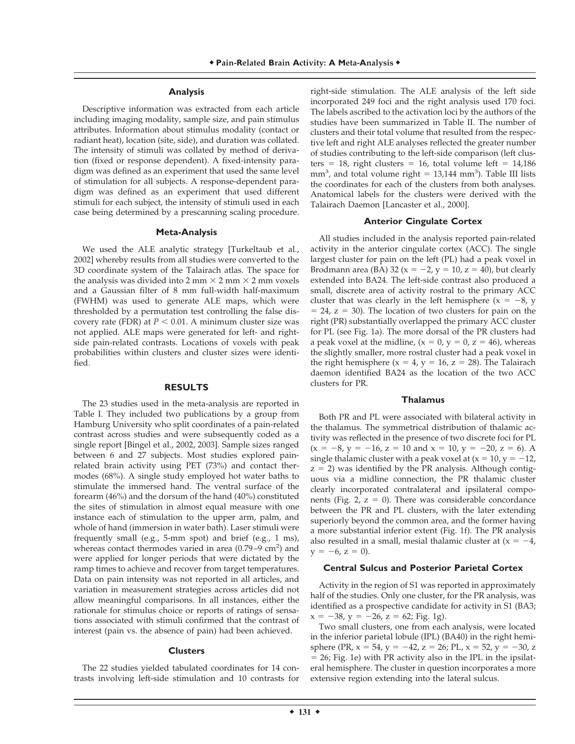### Analysis

Descriptive information was extracted from each article including imaging modality, sample size, and pain stimulus attributes. Information about stimulus modality (contact or radiant heat), location (site, side), and duration was collated. The intensity of stimuli was collated by method of derivation (fixed or response dependent). A fixed-intensity paradigm was defined as an experiment that used the same level of stimulation for all subjects. A response-dependent paradigm was defined as an experiment that used different stimuli for each subject, the intensity of stimuli used in each case being determined by a prescanning scaling procedure.

### Meta-Analysis

We used the ALE analytic strategy [Turkeltaub et al., 2002] whereby results from all studies were converted to the 3D coordinate system of the Talairach atlas. The space for the analysis was divided into 2 mm × 2 mm × 2 mm voxels and a Gaussian filter of 8 mm full-width half-maximum (FWHM) was used to generate ALE maps, which were thresholded by a permutation test controlling the false discovery rate (FDR) at $P < 0.01$. A minimum cluster size was not applied. ALE maps were generated for left- and right-side pain-related contrasts. Locations of voxels with peak probabilities within clusters and cluster sizes were identified.

## RESULTS

The 23 studies used in the meta-analysis are reported in Table I. They included two publications by a group from Hamburg University who split coordinates of a pain-related contrast across studies and were subsequently coded as a single report [Bingel et al., 2002, 2003]. Sample sizes ranged between 6 and 27 subjects. Most studies explored pain-related brain activity using PET (73%) and contact thermodes (68%). A single study employed hot water baths to stimulate the immersed hand. The ventral surface of the forearm (46%) and the dorsum of the hand (40%) constituted the sites of stimulation in almost equal measure with one instance each of stimulation to the upper arm, palm, and whole of hand (immersion in water bath). Laser stimuli were frequently small (e.g., 5-mm spot) and brief (e.g., 1 ms), whereas contact thermodes varied in area (0.79–9 $cm^2$) and were applied for longer periods that were dictated by the ramp times to achieve and recover from target temperatures. Data on pain intensity was not reported in all articles, and variation in measurement strategies across articles did not allow meaningful comparisons. In all instances, either the rationale for stimulus choice or reports of ratings of sensations associated with stimuli confirmed that the contrast of interest (pain vs. the absence of pain) had been achieved.

### Clusters

The 22 studies yielded tabulated coordinates for 14 contrasts involving left-side stimulation and 10 contrasts for right-side stimulation. The ALE analysis of the left side incorporated 249 foci and the right analysis used 170 foci. The labels ascribed to the activation loci by the authors of the studies have been summarized in Table II. The number of clusters and their total volume that resulted from the respective left and right ALE analyses reflected the greater number of studies contributing to the left-side comparison (left clusters = 18, right clusters = 16, total volume left = 14,186 $mm^3$, and total volume right = 13,144 $mm^3$). Table III lists the coordinates for each of the clusters from both analyses. Anatomical labels for the clusters were derived with the Talairach Daemon [Lancaster et al., 2000].

### Anterior Cingulate Cortex

All studies included in the analysis reported pain-related activity in the anterior cingulate cortex (ACC). The single largest cluster for pain on the left (PL) had a peak voxel in Brodmann area (BA) 32 (x = −2, y = 10, z = 40), but clearly extended into BA24. The left-side contrast also produced a small, discrete area of activity rostral to the primary ACC cluster that was clearly in the left hemisphere (x = −8, y = 24, z = 30). The location of two clusters for pain on the right (PR) substantially overlapped the primary ACC cluster for PL (see Fig. 1a). The more dorsal of the PR clusters had a peak voxel at the midline, (x = 0, y = 0, z = 46), whereas the slightly smaller, more rostral cluster had a peak voxel in the right hemisphere (x = 4, y = 16, z = 28). The Talairach daemon identified BA24 as the location of the two ACC clusters for PR.

### Thalamus

Both PR and PL were associated with bilateral activity in the thalamus. The symmetrical distribution of thalamic activity was reflected in the presence of two discrete foci for PL (x = −8, y = −16, z = 10 and x = 10, y = −20, z = 6). A single thalamic cluster with a peak voxel at (x = 10, y = −12, z = 2) was identified by the PR analysis. Although contiguous via a midline connection, the PR thalamic cluster clearly incorporated contralateral and ipsilateral components (Fig. 2, z = 0). There was considerable concordance between the PR and PL clusters, with the later extending superiorly beyond the common area, and the former having a more substantial inferior extent (Fig. 1f). The PR analysis also resulted in a small, mesial thalamic cluster at (x = −4, y = −6, z = 0).

### Central Sulcus and Posterior Parietal Cortex

Activity in the region of S1 was reported in approximately half of the studies. Only one cluster, for the PR analysis, was identified as a prospective candidate for activity in S1 (BA3; x = −38, y = −26, z = 62; Fig. 1g).

Two small clusters, one from each analysis, were located in the inferior parietal lobule (IPL) (BA40) in the right hemisphere (PR, x = 54, y = −42, z = 26; PL, x = 52, y = −30, z = 26; Fig. 1e) with PR activity also in the IPL in the ipsilateral hemisphere. The cluster in question incorporates a more extensive region extending into the lateral sulcus.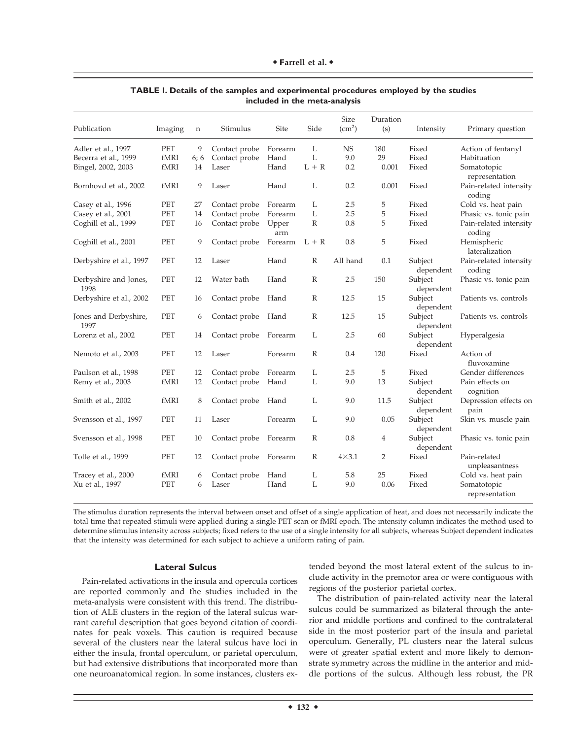**TABLE I. Details of the samples and experimental procedures employed by the studies included in the meta-analysis**

| Publication | Imaging | n | Stimulus | Site | Side | Size ($cm^2$) | Duration (s) | Intensity | Primary question |
|---|---|---|---|---|---|---|---|---|---|
| Adler et al., 1997 | PET | 9 | Contact probe | Forearm | L | NS | 180 | Fixed | Action of fentanyl |
| Becerra et al., 1999 | fMRI | 6; 6 | Contact probe | Hand | L | 9.0 | 29 | Fixed | Habituation |
| Bingel, 2002, 2003 | fMRI | 14 | Laser | Hand | L + R | 0.2 | 0.001 | Fixed | Somatotopic representation |
| Bornhovd et al., 2002 | fMRI | 9 | Laser | Hand | L | 0.2 | 0.001 | Fixed | Pain-related intensity coding |
| Casey et al., 1996 | PET | 27 | Contact probe | Forearm | L | 2.5 | 5 | Fixed | Cold vs. heat pain |
| Casey et al., 2001 | PET | 14 | Contact probe | Forearm | L | 2.5 | 5 | Fixed | Phasic vs. tonic pain |
| Coghill et al., 1999 | PET | 16 | Contact probe | Upper arm | R | 0.8 | 5 | Fixed | Pain-related intensity coding |
| Coghill et al., 2001 | PET | 9 | Contact probe | Forearm | L + R | 0.8 | 5 | Fixed | Hemispheric lateralization |
| Derbyshire et al., 1997 | PET | 12 | Laser | Hand | R | All hand | 0.1 | Subject dependent | Pain-related intensity coding |
| Derbyshire and Jones, 1998 | PET | 12 | Water bath | Hand | R | 2.5 | 150 | Subject dependent | Phasic vs. tonic pain |
| Derbyshire et al., 2002 | PET | 16 | Contact probe | Hand | R | 12.5 | 15 | Subject dependent | Patients vs. controls |
| Jones and Derbyshire, 1997 | PET | 6 | Contact probe | Hand | R | 12.5 | 15 | Subject dependent | Patients vs. controls |
| Lorenz et al., 2002 | PET | 14 | Contact probe | Forearm | L | 2.5 | 60 | Subject dependent | Hyperalgesia |
| Nemoto et al., 2003 | PET | 12 | Laser | Forearm | R | 0.4 | 120 | Fixed | Action of fluvoxamine |
| Paulson et al., 1998 | PET | 12 | Contact probe | Forearm | L | 2.5 | 5 | Fixed | Gender differences |
| Remy et al., 2003 | fMRI | 12 | Contact probe | Hand | L | 9.0 | 13 | Subject dependent | Pain effects on cognition |
| Smith et al., 2002 | fMRI | 8 | Contact probe | Hand | L | 9.0 | 11.5 | Subject dependent | Depression effects on pain |
| Svensson et al., 1997 | PET | 11 | Laser | Forearm | L | 9.0 | 0.05 | Subject dependent | Skin vs. muscle pain |
| Svensson et al., 1998 | PET | 10 | Contact probe | Forearm | R | 0.8 | 4 | Subject dependent | Phasic vs. tonic pain |
| Tolle et al., 1999 | PET | 12 | Contact probe | Forearm | R | 4×3.1 | 2 | Fixed | Pain-related unpleasantness |
| Tracey et al., 2000 | fMRI | 6 | Contact probe | Hand | L | 5.8 | 25 | Fixed | Cold vs. heat pain |
| Xu et al., 1997 | PET | 6 | Laser | Hand | L | 9.0 | 0.06 | Fixed | Somatotopic representation |

The stimulus duration represents the interval between onset and offset of a single application of heat, and does not necessarily indicate the total time that repeated stimuli were applied during a single PET scan or fMRI epoch. The intensity column indicates the method used to determine stimulus intensity across subjects; fixed refers to the use of a single intensity for all subjects, whereas Subject dependent indicates that the intensity was determined for each subject to achieve a uniform rating of pain.

### Lateral Sulcus

Pain-related activations in the insula and opercula cortices are reported commonly and the studies included in the meta-analysis were consistent with this trend. The distribution of ALE clusters in the region of the lateral sulcus warrant careful description that goes beyond citation of coordinates for peak voxels. This caution is required because several of the clusters near the lateral sulcus have loci in either the insula, frontal operculum, or parietal operculum, but had extensive distributions that incorporated more than one neuroanatomical region. In some instances, clusters extended beyond the most lateral extent of the sulcus to include activity in the premotor area or were contiguous with regions of the posterior parietal cortex.

The distribution of pain-related activity near the lateral sulcus could be summarized as bilateral through the anterior and middle portions and confined to the contralateral side in the most posterior part of the insula and parietal operculum. Generally, PL clusters near the lateral sulcus were of greater spatial extent and more likely to demonstrate symmetry across the midline in the anterior and middle portions of the sulcus. Although less robust, the PR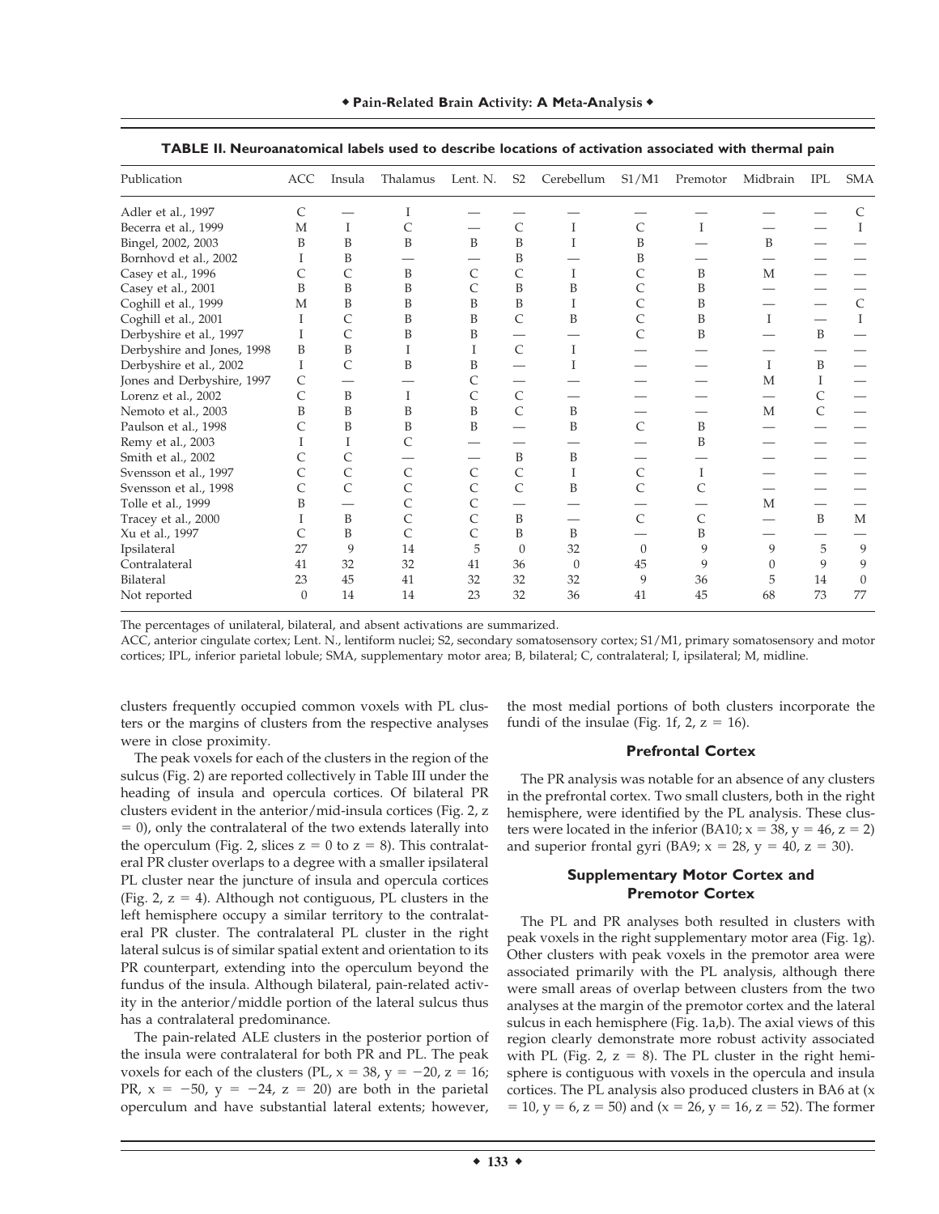**TABLE II. Neuroanatomical labels used to describe locations of activation associated with thermal pain**

| Publication | ACC | Insula | Thalamus | Lent. N. | S2 | Cerebellum | S1/M1 | Premotor | Midbrain | IPL | SMA |
|---|---|---|---|---|---|---|---|---|---|---|---|
| Adler et al., 1997 | C | — | I | — | — | — | — | — | — | — | C |
| Becerra et al., 1999 | M | I | C | — | C | I | C | I | — | — | I |
| Bingel, 2002, 2003 | B | B | B | B | B | I | B | — | B | — | — |
| Bornhovd et al., 2002 | I | B | — | — | B | — | B | — | — | — | — |
| Casey et al., 1996 | C | C | B | C | C | I | C | B | M | — | — |
| Casey et al., 2001 | B | B | B | C | B | B | C | B | — | — | — |
| Coghill et al., 1999 | M | B | B | B | B | I | C | B | — | — | C |
| Coghill et al., 2001 | I | C | B | B | C | B | C | B | I | — | I |
| Derbyshire et al., 1997 | I | C | B | B | — | — | C | B | — | B | — |
| Derbyshire and Jones, 1998 | B | B | I | I | C | I | — | — | — | — | — |
| Derbyshire et al., 2002 | I | C | B | B | — | I | — | — | I | B | — |
| Jones and Derbyshire, 1997 | C | — | — | C | — | — | — | — | M | I | — |
| Lorenz et al., 2002 | C | B | I | C | C | — | — | — | — | C | — |
| Nemoto et al., 2003 | B | B | B | B | C | B | — | — | M | C | — |
| Paulson et al., 1998 | C | B | B | B | — | B | C | B | — | — | — |
| Remy et al., 2003 | I | I | C | — | — | — | — | B | — | — | — |
| Smith et al., 2002 | C | C | — | — | B | B | — | — | — | — | — |
| Svensson et al., 1997 | C | C | C | C | C | I | C | I | — | — | — |
| Svensson et al., 1998 | C | C | C | C | C | B | C | C | — | — | — |
| Tolle et al., 1999 | B | — | C | C | — | — | — | — | M | — | — |
| Tracey et al., 2000 | I | B | C | C | B | — | C | C | — | B | M |
| Xu et al., 1997 | C | B | C | C | B | B | — | B | — | — | — |
| Ipsilateral | 27 | 9 | 14 | 5 | 0 | 32 | 0 | 9 | 9 | 5 | 9 |
| Contralateral | 41 | 32 | 32 | 41 | 36 | 0 | 45 | 9 | 0 | 9 | 9 |
| Bilateral | 23 | 45 | 41 | 32 | 32 | 32 | 9 | 36 | 5 | 14 | 0 |
| Not reported | 0 | 14 | 14 | 23 | 32 | 36 | 41 | 45 | 68 | 73 | 77 |

The percentages of unilateral, bilateral, and absent activations are summarized.

ACC, anterior cingulate cortex; Lent. N., lentiform nuclei; S2, secondary somatosensory cortex; S1/M1, primary somatosensory and motor cortices; IPL, inferior parietal lobule; SMA, supplementary motor area; B, bilateral; C, contralateral; I, ipsilateral; M, midline.

clusters frequently occupied common voxels with PL clusters or the margins of clusters from the respective analyses were in close proximity.

The peak voxels for each of the clusters in the region of the sulcus (Fig. 2) are reported collectively in Table III under the heading of insula and opercula cortices. Of bilateral PR clusters evident in the anterior/mid-insula cortices (Fig. 2, z = 0), only the contralateral of the two extends laterally into the operculum (Fig. 2, slices z = 0 to z = 8). This contralateral PR cluster overlaps to a degree with a smaller ipsilateral PL cluster near the juncture of insula and opercula cortices (Fig. 2, z = 4). Although not contiguous, PL clusters in the left hemisphere occupy a similar territory to the contralateral PR cluster. The contralateral PL cluster in the right lateral sulcus is of similar spatial extent and orientation to its PR counterpart, extending into the operculum beyond the fundus of the insula. Although bilateral, pain-related activity in the anterior/middle portion of the lateral sulcus thus has a contralateral predominance.

The pain-related ALE clusters in the posterior portion of the insula were contralateral for both PR and PL. The peak voxels for each of the clusters (PL, x = 38, y = −20, z = 16; PR, x = −50, y = −24, z = 20) are both in the parietal operculum and have substantial lateral extents; however, the most medial portions of both clusters incorporate the fundi of the insulae (Fig. 1f, 2, z = 16).

### Prefrontal Cortex

The PR analysis was notable for an absence of any clusters in the prefrontal cortex. Two small clusters, both in the right hemisphere, were identified by the PL analysis. These clusters were located in the inferior (BA10; x = 38, y = 46, z = 2) and superior frontal gyri (BA9; x = 28, y = 40, z = 30).

### Supplementary Motor Cortex and Premotor Cortex

The PL and PR analyses both resulted in clusters with peak voxels in the right supplementary motor area (Fig. 1g). Other clusters with peak voxels in the premotor area were associated primarily with the PL analysis, although there were small areas of overlap between clusters from the two analyses at the margin of the premotor cortex and the lateral sulcus in each hemisphere (Fig. 1a,b). The axial views of this region clearly demonstrate more robust activity associated with PL (Fig. 2, z = 8). The PL cluster in the right hemisphere is contiguous with voxels in the opercula and insula cortices. The PL analysis also produced clusters in BA6 at (x = 10, y = 6, z = 50) and (x = 26, y = 16, z = 52). The former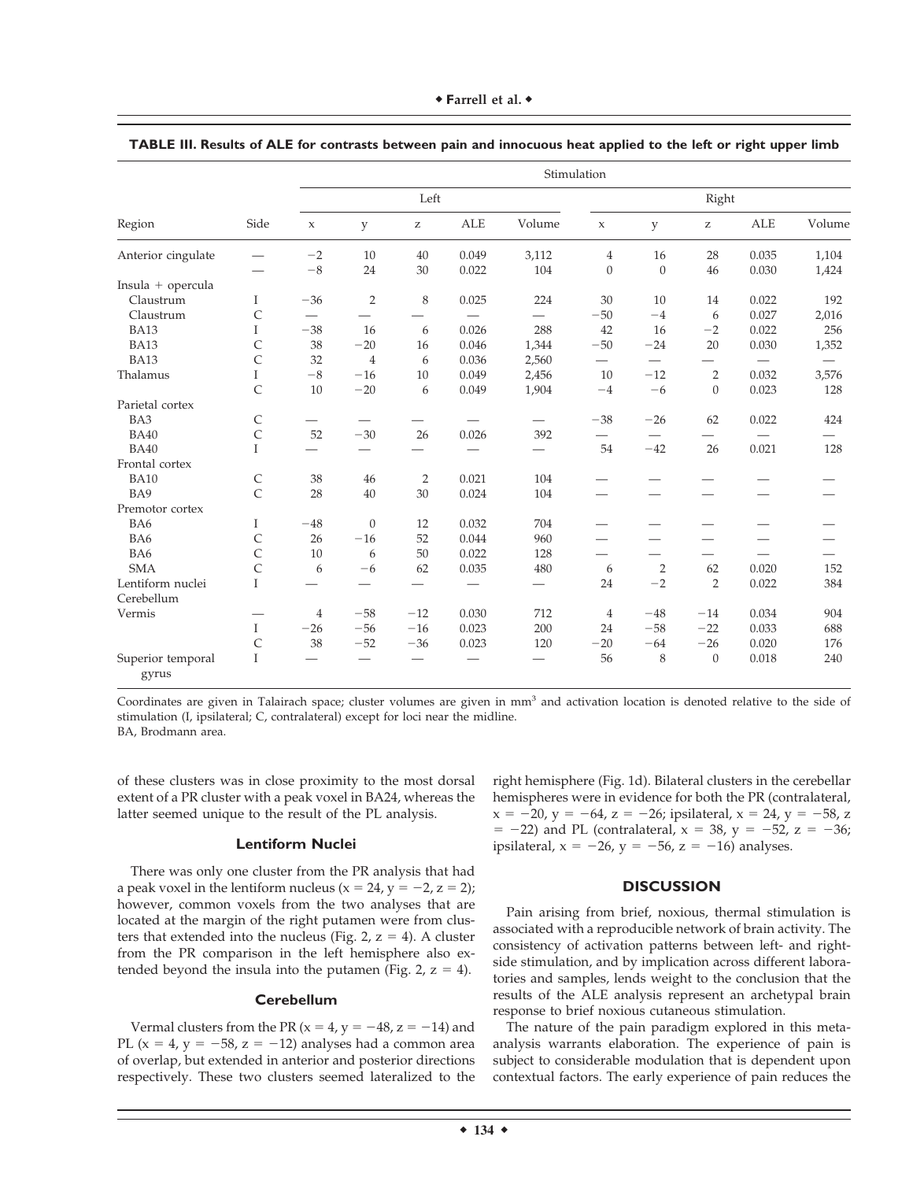**TABLE III. Results of ALE for contrasts between pain and innocuous heat applied to the left or right upper limb**

| | | Stimulation | | | | | | | | | |
|---|---|---|---|---|---|---|---|---|---|---|---|
| | | Left | | | | | Right | | | | |
| Region | Side | x | y | z | ALE | Volume | x | y | z | ALE | Volume |
| Anterior cingulate | — | −2 | 10 | 40 | 0.049 | 3,112 | 4 | 16 | 28 | 0.035 | 1,104 |
| | — | −8 | 24 | 30 | 0.022 | 104 | 0 | 0 | 46 | 0.030 | 1,424 |
| Insula + opercula | | | | | | | | | | | |
| Claustrum | I | −36 | 2 | 8 | 0.025 | 224 | 30 | 10 | 14 | 0.022 | 192 |
| Claustrum | C | — | — | — | — | — | −50 | −4 | 6 | 0.027 | 2,016 |
| BA13 | I | −38 | 16 | 6 | 0.026 | 288 | 42 | 16 | −2 | 0.022 | 256 |
| BA13 | C | 38 | −20 | 16 | 0.046 | 1,344 | −50 | −24 | 20 | 0.030 | 1,352 |
| BA13 | C | 32 | 4 | 6 | 0.036 | 2,560 | — | — | — | — | — |
| Thalamus | I | −8 | −16 | 10 | 0.049 | 2,456 | 10 | −12 | 2 | 0.032 | 3,576 |
| | C | 10 | −20 | 6 | 0.049 | 1,904 | −4 | −6 | 0 | 0.023 | 128 |
| Parietal cortex | | | | | | | | | | | |
| BA3 | C | — | — | — | — | — | −38 | −26 | 62 | 0.022 | 424 |
| BA40 | C | 52 | −30 | 26 | 0.026 | 392 | — | — | — | — | — |
| BA40 | I | — | — | — | — | — | 54 | −42 | 26 | 0.021 | 128 |
| Frontal cortex | | | | | | | | | | | |
| BA10 | C | 38 | 46 | 2 | 0.021 | 104 | — | — | — | — | — |
| BA9 | C | 28 | 40 | 30 | 0.024 | 104 | — | — | — | — | — |
| Premotor cortex | | | | | | | | | | | |
| BA6 | I | −48 | 0 | 12 | 0.032 | 704 | — | — | — | — | — |
| BA6 | C | 26 | −16 | 52 | 0.044 | 960 | — | — | — | — | — |
| BA6 | C | 10 | 6 | 50 | 0.022 | 128 | — | — | — | — | — |
| SMA | C | 6 | −6 | 62 | 0.035 | 480 | 6 | 2 | 62 | 0.020 | 152 |
| Lentiform nuclei | I | — | — | — | — | — | 24 | −2 | 2 | 0.022 | 384 |
| Cerebellum | | | | | | | | | | | |
| Vermis | — | 4 | −58 | −12 | 0.030 | 712 | 4 | −48 | −14 | 0.034 | 904 |
| | I | −26 | −56 | −16 | 0.023 | 200 | 24 | −58 | −22 | 0.033 | 688 |
| | C | 38 | −52 | −36 | 0.023 | 120 | −20 | −64 | −26 | 0.020 | 176 |
| Superior temporal gyrus | I | — | — | — | — | — | 56 | 8 | 0 | 0.018 | 240 |

Coordinates are given in Talairach space; cluster volumes are given in mm$^3$ and activation location is denoted relative to the side of stimulation (I, ipsilateral; C, contralateral) except for loci near the midline.
BA, Brodmann area.

of these clusters was in close proximity to the most dorsal extent of a PR cluster with a peak voxel in BA24, whereas the latter seemed unique to the result of the PL analysis.

### Lentiform Nuclei

There was only one cluster from the PR analysis that had a peak voxel in the lentiform nucleus ($x = 24$, $y = -2$, $z = 2$); however, common voxels from the two analyses that are located at the margin of the right putamen were from clusters that extended into the nucleus (Fig. 2, $z = 4$). A cluster from the PR comparison in the left hemisphere also extended beyond the insula into the putamen (Fig. 2, $z = 4$).

### Cerebellum

Vermal clusters from the PR ($x = 4$, $y = -48$, $z = -14$) and PL ($x = 4$, $y = -58$, $z = -12$) analyses had a common area of overlap, but extended in anterior and posterior directions respectively. These two clusters seemed lateralized to the right hemisphere (Fig. 1d). Bilateral clusters in the cerebellar hemispheres were in evidence for both the PR (contralateral, $x = -20$, $y = -64$, $z = -26$; ipsilateral, $x = 24$, $y = -58$, $z = -22$) and PL (contralateral, $x = 38$, $y = -52$, $z = -36$; ipsilateral, $x = -26$, $y = -56$, $z = -16$) analyses.

## DISCUSSION

Pain arising from brief, noxious, thermal stimulation is associated with a reproducible network of brain activity. The consistency of activation patterns between left- and right-side stimulation, and by implication across different laboratories and samples, lends weight to the conclusion that the results of the ALE analysis represent an archetypal brain response to brief noxious cutaneous stimulation.

The nature of the pain paradigm explored in this meta-analysis warrants elaboration. The experience of pain is subject to considerable modulation that is dependent upon contextual factors. The early experience of pain reduces the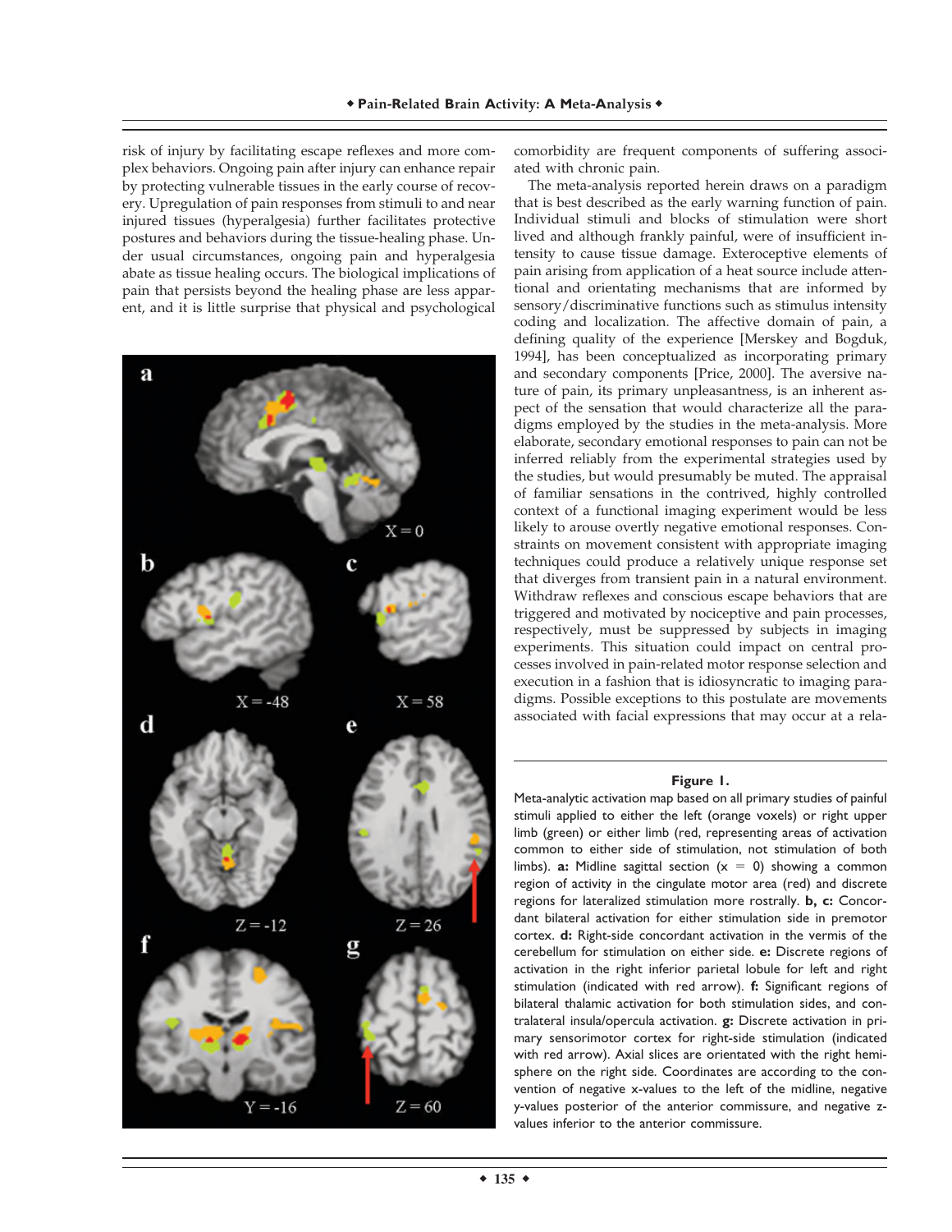risk of injury by facilitating escape reflexes and more complex behaviors. Ongoing pain after injury can enhance repair by protecting vulnerable tissues in the early course of recovery. Upregulation of pain responses from stimuli to and near injured tissues (hyperalgesia) further facilitates protective postures and behaviors during the tissue-healing phase. Under usual circumstances, ongoing pain and hyperalgesia abate as tissue healing occurs. The biological implications of pain that persists beyond the healing phase are less apparent, and it is little surprise that physical and psychological comorbidity are frequent components of suffering associated with chronic pain.

The meta-analysis reported herein draws on a paradigm that is best described as the early warning function of pain. Individual stimuli and blocks of stimulation were short lived and although frankly painful, were of insufficient intensity to cause tissue damage. Exteroceptive elements of pain arising from application of a heat source include attentional and orientating mechanisms that are informed by sensory/discriminative functions such as stimulus intensity coding and localization. The affective domain of pain, a defining quality of the experience [Merskey and Bogduk, 1994], has been conceptualized as incorporating primary and secondary components [Price, 2000]. The aversive nature of pain, its primary unpleasantness, is an inherent aspect of the sensation that would characterize all the paradigms employed by the studies in the meta-analysis. More elaborate, secondary emotional responses to pain can not be inferred reliably from the experimental strategies used by the studies, but would presumably be muted. The appraisal of familiar sensations in the contrived, highly controlled context of a functional imaging experiment would be less likely to arouse overtly negative emotional responses. Constraints on movement consistent with appropriate imaging techniques could produce a relatively unique response set that diverges from transient pain in a natural environment. Withdraw reflexes and conscious escape behaviors that are triggered and motivated by nociceptive and pain processes, respectively, must be suppressed by subjects in imaging experiments. This situation could impact on central processes involved in pain-related motor response selection and execution in a fashion that is idiosyncratic to imaging paradigms. Possible exceptions to this postulate are movements associated with facial expressions that may occur at a rela-

a
X = 0
b
X = -48
c
X = 58
d
Z = -12
e
Z = 26
f
Y = -16
g
Z = 60

**Figure 1.**
Meta-analytic activation map based on all primary studies of painful stimuli applied to either the left (orange voxels) or right upper limb (green) or either limb (red, representing areas of activation common to either side of stimulation, not stimulation of both limbs). **a:** Midline sagittal section ($x = 0$) showing a common region of activity in the cingulate motor area (red) and discrete regions for lateralized stimulation more rostrally. **b, c:** Concordant bilateral activation for either stimulation side in premotor cortex. **d:** Right-side concordant activation in the vermis of the cerebellum for stimulation on either side. **e:** Discrete regions of activation in the right inferior parietal lobule for left and right stimulation (indicated with red arrow). **f:** Significant regions of bilateral thalamic activation for both stimulation sides, and contralateral insula/opercula activation. **g:** Discrete activation in primary sensorimotor cortex for right-side stimulation (indicated with red arrow). Axial slices are orientated with the right hemisphere on the right side. Coordinates are according to the convention of negative x-values to the left of the midline, negative y-values posterior of the anterior commissure, and negative z-values inferior to the anterior commissure.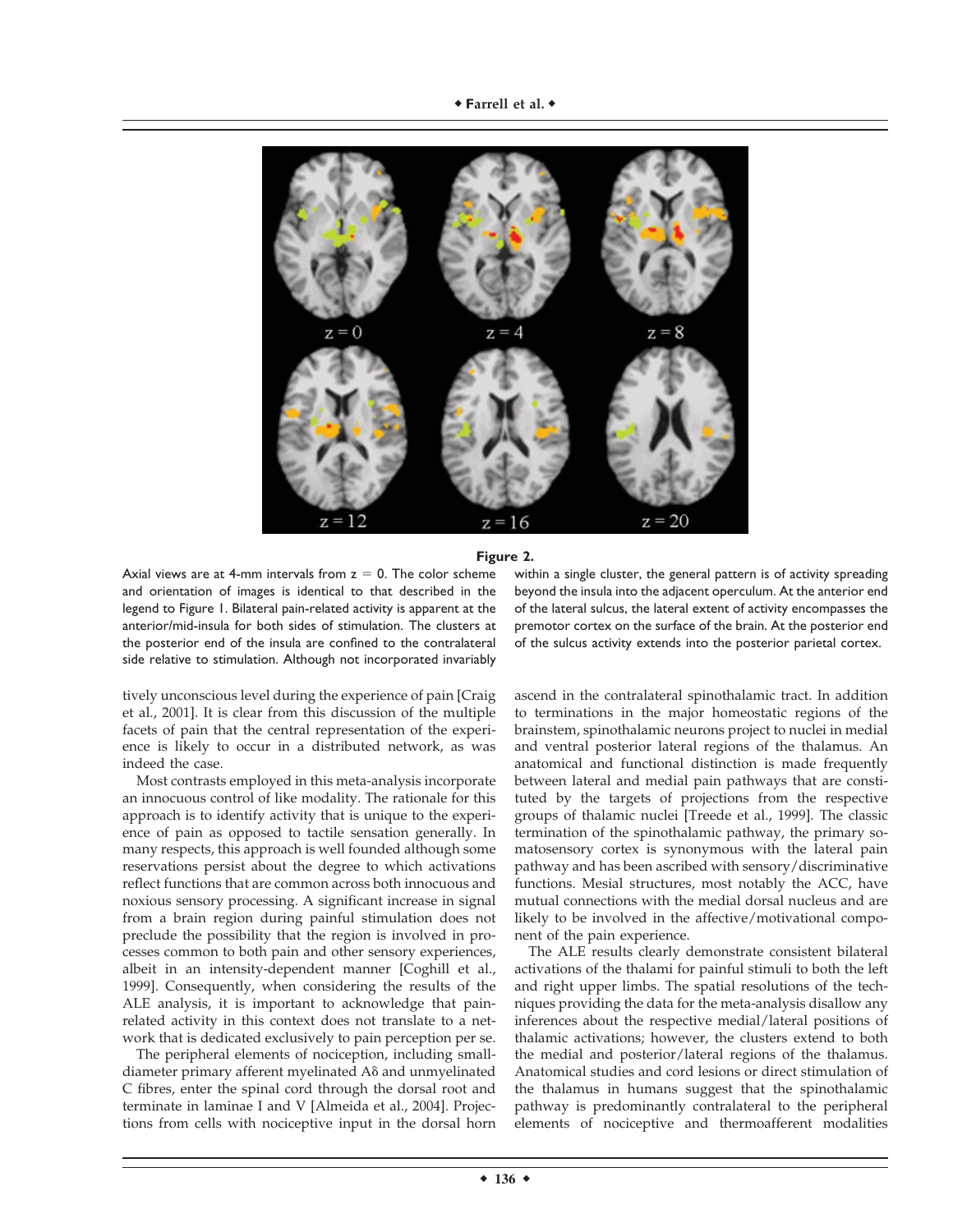**Figure 2.**

Axial views are at 4-mm intervals from z = 0. The color scheme and orientation of images is identical to that described in the legend to Figure 1. Bilateral pain-related activity is apparent at the anterior/mid-insula for both sides of stimulation. The clusters at the posterior end of the insula are confined to the contralateral side relative to stimulation. Although not incorporated invariably within a single cluster, the general pattern is of activity spreading beyond the insula into the adjacent operculum. At the anterior end of the lateral sulcus, the lateral extent of activity encompasses the premotor cortex on the surface of the brain. At the posterior end of the sulcus activity extends into the posterior parietal cortex.

tively unconscious level during the experience of pain [Craig et al., 2001]. It is clear from this discussion of the multiple facets of pain that the central representation of the experience is likely to occur in a distributed network, as was indeed the case.

Most contrasts employed in this meta-analysis incorporate an innocuous control of like modality. The rationale for this approach is to identify activity that is unique to the experience of pain as opposed to tactile sensation generally. In many respects, this approach is well founded although some reservations persist about the degree to which activations reflect functions that are common across both innocuous and noxious sensory processing. A significant increase in signal from a brain region during painful stimulation does not preclude the possibility that the region is involved in processes common to both pain and other sensory experiences, albeit in an intensity-dependent manner [Coghill et al., 1999]. Consequently, when considering the results of the ALE analysis, it is important to acknowledge that pain-related activity in this context does not translate to a network that is dedicated exclusively to pain perception per se.

The peripheral elements of nociception, including small-diameter primary afferent myelinated Aδ and unmyelinated C fibres, enter the spinal cord through the dorsal root and terminate in laminae I and V [Almeida et al., 2004]. Projections from cells with nociceptive input in the dorsal horn ascend in the contralateral spinothalamic tract. In addition to terminations in the major homeostatic regions of the brainstem, spinothalamic neurons project to nuclei in medial and ventral posterior lateral regions of the thalamus. An anatomical and functional distinction is made frequently between lateral and medial pain pathways that are constituted by the targets of projections from the respective groups of thalamic nuclei [Treede et al., 1999]. The classic termination of the spinothalamic pathway, the primary somatosensory cortex is synonymous with the lateral pain pathway and has been ascribed with sensory/discriminative functions. Mesial structures, most notably the ACC, have mutual connections with the medial dorsal nucleus and are likely to be involved in the affective/motivational component of the pain experience.

The ALE results clearly demonstrate consistent bilateral activations of the thalami for painful stimuli to both the left and right upper limbs. The spatial resolutions of the techniques providing the data for the meta-analysis disallow any inferences about the respective medial/lateral positions of thalamic activations; however, the clusters extend to both the medial and posterior/lateral regions of the thalamus. Anatomical studies and cord lesions or direct stimulation of the thalamus in humans suggest that the spinothalamic pathway is predominantly contralateral to the peripheral elements of nociceptive and thermoafferent modalities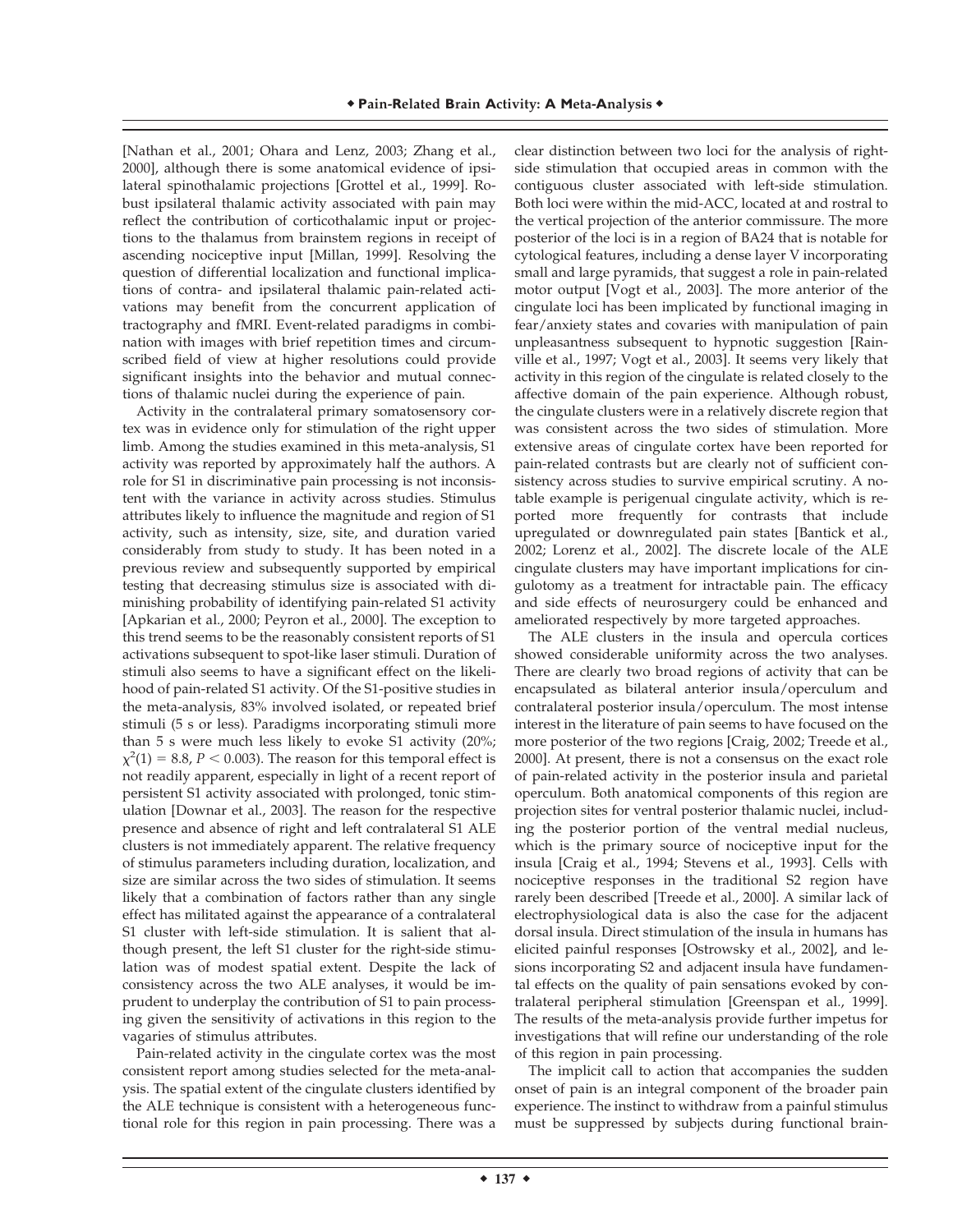[Nathan et al., 2001; Ohara and Lenz, 2003; Zhang et al., 2000], although there is some anatomical evidence of ipsilateral spinothalamic projections [Grottel et al., 1999]. Robust ipsilateral thalamic activity associated with pain may reflect the contribution of corticothalamic input or projections to the thalamus from brainstem regions in receipt of ascending nociceptive input [Millan, 1999]. Resolving the question of differential localization and functional implications of contra- and ipsilateral thalamic pain-related activations may benefit from the concurrent application of tractography and fMRI. Event-related paradigms in combination with images with brief repetition times and circumscribed field of view at higher resolutions could provide significant insights into the behavior and mutual connections of thalamic nuclei during the experience of pain.

Activity in the contralateral primary somatosensory cortex was in evidence only for stimulation of the right upper limb. Among the studies examined in this meta-analysis, S1 activity was reported by approximately half the authors. A role for S1 in discriminative pain processing is not inconsistent with the variance in activity across studies. Stimulus attributes likely to influence the magnitude and region of S1 activity, such as intensity, size, site, and duration varied considerably from study to study. It has been noted in a previous review and subsequently supported by empirical testing that decreasing stimulus size is associated with diminishing probability of identifying pain-related S1 activity [Apkarian et al., 2000; Peyron et al., 2000]. The exception to this trend seems to be the reasonably consistent reports of S1 activations subsequent to spot-like laser stimuli. Duration of stimuli also seems to have a significant effect on the likelihood of pain-related S1 activity. Of the S1-positive studies in the meta-analysis, 83% involved isolated, or repeated brief stimuli (5 s or less). Paradigms incorporating stimuli more than 5 s were much less likely to evoke S1 activity (20%; $\chi^2(1) = 8.8$, $P < 0.003$). The reason for this temporal effect is not readily apparent, especially in light of a recent report of persistent S1 activity associated with prolonged, tonic stimulation [Downar et al., 2003]. The reason for the respective presence and absence of right and left contralateral S1 ALE clusters is not immediately apparent. The relative frequency of stimulus parameters including duration, localization, and size are similar across the two sides of stimulation. It seems likely that a combination of factors rather than any single effect has militated against the appearance of a contralateral S1 cluster with left-side stimulation. It is salient that although present, the left S1 cluster for the right-side stimulation was of modest spatial extent. Despite the lack of consistency across the two ALE analyses, it would be imprudent to underplay the contribution of S1 to pain processing given the sensitivity of activations in this region to the vagaries of stimulus attributes.

Pain-related activity in the cingulate cortex was the most consistent report among studies selected for the meta-analysis. The spatial extent of the cingulate clusters identified by the ALE technique is consistent with a heterogeneous functional role for this region in pain processing. There was a clear distinction between two loci for the analysis of right-side stimulation that occupied areas in common with the contiguous cluster associated with left-side stimulation. Both loci were within the mid-ACC, located at and rostral to the vertical projection of the anterior commissure. The more posterior of the loci is in a region of BA24 that is notable for cytological features, including a dense layer V incorporating small and large pyramids, that suggest a role in pain-related motor output [Vogt et al., 2003]. The more anterior of the cingulate loci has been implicated by functional imaging in fear/anxiety states and covaries with manipulation of pain unpleasantness subsequent to hypnotic suggestion [Rainville et al., 1997; Vogt et al., 2003]. It seems very likely that activity in this region of the cingulate is related closely to the affective domain of the pain experience. Although robust, the cingulate clusters were in a relatively discrete region that was consistent across the two sides of stimulation. More extensive areas of cingulate cortex have been reported for pain-related contrasts but are clearly not of sufficient consistency across studies to survive empirical scrutiny. A notable example is perigenual cingulate activity, which is reported more frequently for contrasts that include upregulated or downregulated pain states [Bantick et al., 2002; Lorenz et al., 2002]. The discrete locale of the ALE cingulate clusters may have important implications for cingulotomy as a treatment for intractable pain. The efficacy and side effects of neurosurgery could be enhanced and ameliorated respectively by more targeted approaches.

The ALE clusters in the insula and opercula cortices showed considerable uniformity across the two analyses. There are clearly two broad regions of activity that can be encapsulated as bilateral anterior insula/operculum and contralateral posterior insula/operculum. The most intense interest in the literature of pain seems to have focused on the more posterior of the two regions [Craig, 2002; Treede et al., 2000]. At present, there is not a consensus on the exact role of pain-related activity in the posterior insula and parietal operculum. Both anatomical components of this region are projection sites for ventral posterior thalamic nuclei, including the posterior portion of the ventral medial nucleus, which is the primary source of nociceptive input for the insula [Craig et al., 1994; Stevens et al., 1993]. Cells with nociceptive responses in the traditional S2 region have rarely been described [Treede et al., 2000]. A similar lack of electrophysiological data is also the case for the adjacent dorsal insula. Direct stimulation of the insula in humans has elicited painful responses [Ostrowsky et al., 2002], and lesions incorporating S2 and adjacent insula have fundamental effects on the quality of pain sensations evoked by contralateral peripheral stimulation [Greenspan et al., 1999]. The results of the meta-analysis provide further impetus for investigations that will refine our understanding of the role of this region in pain processing.

The implicit call to action that accompanies the sudden onset of pain is an integral component of the broader pain experience. The instinct to withdraw from a painful stimulus must be suppressed by subjects during functional brain-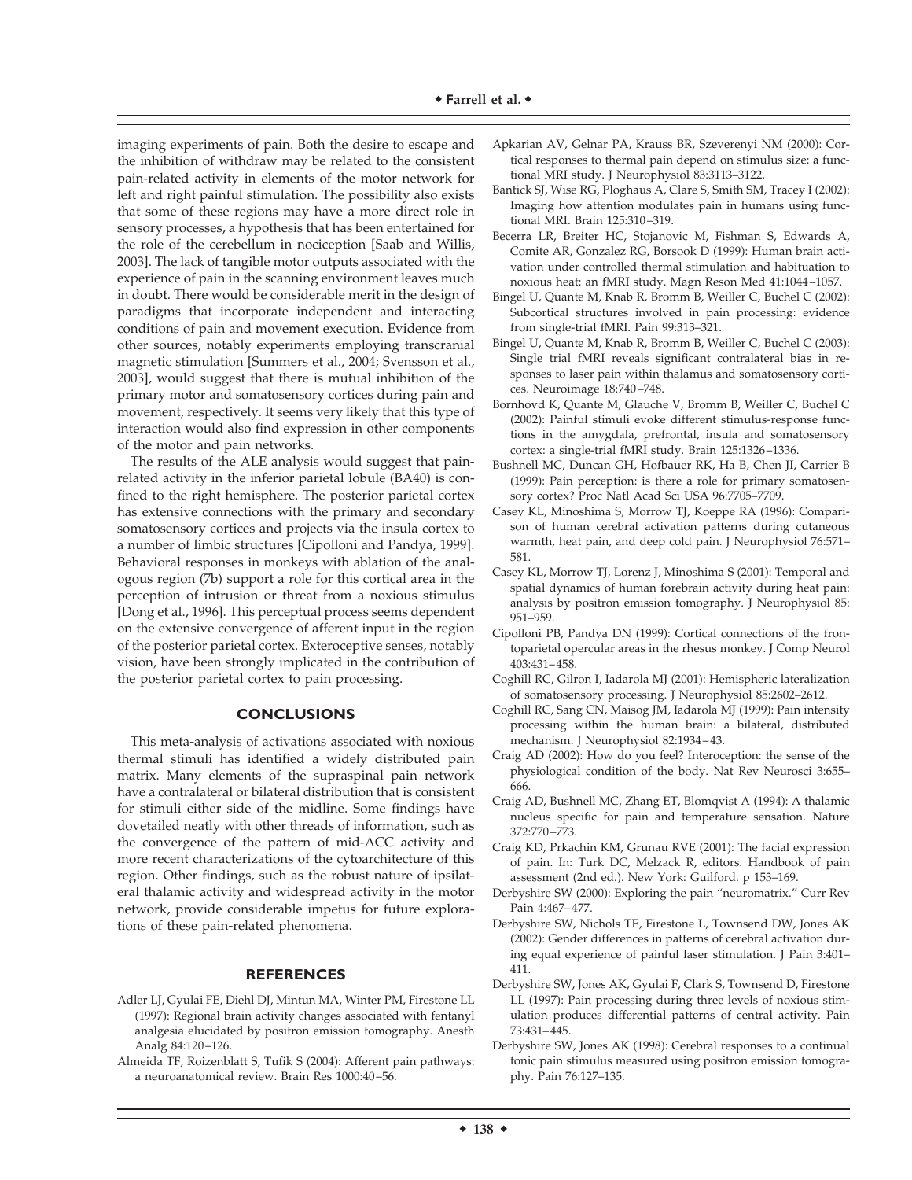imaging experiments of pain. Both the desire to escape and the inhibition of withdraw may be related to the consistent pain-related activity in elements of the motor network for left and right painful stimulation. The possibility also exists that some of these regions may have a more direct role in sensory processes, a hypothesis that has been entertained for the role of the cerebellum in nociception [Saab and Willis, 2003]. The lack of tangible motor outputs associated with the experience of pain in the scanning environment leaves much in doubt. There would be considerable merit in the design of paradigms that incorporate independent and interacting conditions of pain and movement execution. Evidence from other sources, notably experiments employing transcranial magnetic stimulation [Summers et al., 2004; Svensson et al., 2003], would suggest that there is mutual inhibition of the primary motor and somatosensory cortices during pain and movement, respectively. It seems very likely that this type of interaction would also find expression in other components of the motor and pain networks.

The results of the ALE analysis would suggest that pain-related activity in the inferior parietal lobule (BA40) is confined to the right hemisphere. The posterior parietal cortex has extensive connections with the primary and secondary somatosensory cortices and projects via the insula cortex to a number of limbic structures [Cipolloni and Pandya, 1999]. Behavioral responses in monkeys with ablation of the analogous region (7b) support a role for this cortical area in the perception of intrusion or threat from a noxious stimulus [Dong et al., 1996]. This perceptual process seems dependent on the extensive convergence of afferent input in the region of the posterior parietal cortex. Exteroceptive senses, notably vision, have been strongly implicated in the contribution of the posterior parietal cortex to pain processing.

## CONCLUSIONS

This meta-analysis of activations associated with noxious thermal stimuli has identified a widely distributed pain matrix. Many elements of the supraspinal pain network have a contralateral or bilateral distribution that is consistent for stimuli either side of the midline. Some findings have dovetailed neatly with other threads of information, such as the convergence of the pattern of mid-ACC activity and more recent characterizations of the cytoarchitecture of this region. Other findings, such as the robust nature of ipsilateral thalamic activity and widespread activity in the motor network, provide considerable impetus for future explorations of these pain-related phenomena.

## REFERENCES

Adler LJ, Gyulai FE, Diehl DJ, Mintun MA, Winter PM, Firestone LL (1997): Regional brain activity changes associated with fentanyl analgesia elucidated by positron emission tomography. Anesth Analg 84:120–126.

Almeida TF, Roizenblatt S, Tufik S (2004): Afferent pain pathways: a neuroanatomical review. Brain Res 1000:40–56.

Apkarian AV, Gelnar PA, Krauss BR, Szeverenyi NM (2000): Cortical responses to thermal pain depend on stimulus size: a functional MRI study. J Neurophysiol 83:3113–3122.

Bantick SJ, Wise RG, Ploghaus A, Clare S, Smith SM, Tracey I (2002): Imaging how attention modulates pain in humans using functional MRI. Brain 125:310–319.

Becerra LR, Breiter HC, Stojanovic M, Fishman S, Edwards A, Comite AR, Gonzalez RG, Borsook D (1999): Human brain activation under controlled thermal stimulation and habituation to noxious heat: an fMRI study. Magn Reson Med 41:1044–1057.

Bingel U, Quante M, Knab R, Bromm B, Weiller C, Buchel C (2002): Subcortical structures involved in pain processing: evidence from single-trial fMRI. Pain 99:313–321.

Bingel U, Quante M, Knab R, Bromm B, Weiller C, Buchel C (2003): Single trial fMRI reveals significant contralateral bias in responses to laser pain within thalamus and somatosensory cortices. Neuroimage 18:740–748.

Bornhovd K, Quante M, Glauche V, Bromm B, Weiller C, Buchel C (2002): Painful stimuli evoke different stimulus-response functions in the amygdala, prefrontal, insula and somatosensory cortex: a single-trial fMRI study. Brain 125:1326–1336.

Bushnell MC, Duncan GH, Hofbauer RK, Ha B, Chen JI, Carrier B (1999): Pain perception: is there a role for primary somatosensory cortex? Proc Natl Acad Sci USA 96:7705–7709.

Casey KL, Minoshima S, Morrow TJ, Koeppe RA (1996): Comparison of human cerebral activation patterns during cutaneous warmth, heat pain, and deep cold pain. J Neurophysiol 76:571–581.

Casey KL, Morrow TJ, Lorenz J, Minoshima S (2001): Temporal and spatial dynamics of human forebrain activity during heat pain: analysis by positron emission tomography. J Neurophysiol 85: 951–959.

Cipolloni PB, Pandya DN (1999): Cortical connections of the frontoparietal opercular areas in the rhesus monkey. J Comp Neurol 403:431–458.

Coghill RC, Gilron I, Iadarola MJ (2001): Hemispheric lateralization of somatosensory processing. J Neurophysiol 85:2602–2612.

Coghill RC, Sang CN, Maisog JM, Iadarola MJ (1999): Pain intensity processing within the human brain: a bilateral, distributed mechanism. J Neurophysiol 82:1934–43.

Craig AD (2002): How do you feel? Interoception: the sense of the physiological condition of the body. Nat Rev Neurosci 3:655–666.

Craig AD, Bushnell MC, Zhang ET, Blomqvist A (1994): A thalamic nucleus specific for pain and temperature sensation. Nature 372:770–773.

Craig KD, Prkachin KM, Grunau RVE (2001): The facial expression of pain. In: Turk DC, Melzack R, editors. Handbook of pain assessment (2nd ed.). New York: Guilford. p 153–169.

Derbyshire SW (2000): Exploring the pain "neuromatrix." Curr Rev Pain 4:467–477.

Derbyshire SW, Nichols TE, Firestone L, Townsend DW, Jones AK (2002): Gender differences in patterns of cerebral activation during equal experience of painful laser stimulation. J Pain 3:401–411.

Derbyshire SW, Jones AK, Gyulai F, Clark S, Townsend D, Firestone LL (1997): Pain processing during three levels of noxious stimulation produces differential patterns of central activity. Pain 73:431–445.

Derbyshire SW, Jones AK (1998): Cerebral responses to a continual tonic pain stimulus measured using positron emission tomography. Pain 76:127–135.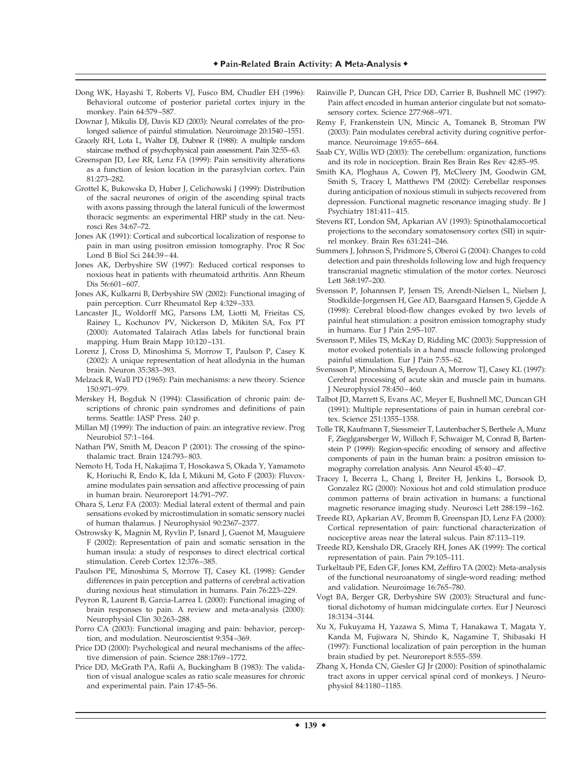Dong WK, Hayashi T, Roberts VJ, Fusco BM, Chudler EH (1996): Behavioral outcome of posterior parietal cortex injury in the monkey. Pain 64:579–587.

Downar J, Mikulis DJ, Davis KD (2003): Neural correlates of the prolonged salience of painful stimulation. Neuroimage 20:1540–1551.

Gracely RH, Lota L, Walter DJ, Dubner R (1988): A multiple random staircase method of psychophysical pain assessment. Pain 32:55–63.

Greenspan JD, Lee RR, Lenz FA (1999): Pain sensitivity alterations as a function of lesion location in the parasylvian cortex. Pain 81:273–282.

Grottel K, Bukowska D, Huber J, Celichowski J (1999): Distribution of the sacral neurones of origin of the ascending spinal tracts with axons passing through the lateral funiculi of the lowermost thoracic segments: an experimental HRP study in the cat. Neurosci Res 34:67–72.

Jones AK (1991): Cortical and subcortical localization of response to pain in man using positron emission tomography. Proc R Soc Lond B Biol Sci 244:39–44.

Jones AK, Derbyshire SW (1997): Reduced cortical responses to noxious heat in patients with rheumatoid arthritis. Ann Rheum Dis 56:601–607.

Jones AK, Kulkarni B, Derbyshire SW (2002): Functional imaging of pain perception. Curr Rheumatol Rep 4:329–333.

Lancaster JL, Woldorff MG, Parsons LM, Liotti M, Frieitas CS, Rainey L, Kochunov PV, Nickerson D, Mikiten SA, Fox PT (2000): Automated Talairach Atlas labels for functional brain mapping. Hum Brain Mapp 10:120–131.

Lorenz J, Cross D, Minoshima S, Morrow T, Paulson P, Casey K (2002): A unique representation of heat allodynia in the human brain. Neuron 35:383–393.

Melzack R, Wall PD (1965): Pain mechanisms: a new theory. Science 150:971–979.

Merskey H, Bogduk N (1994): Classification of chronic pain: descriptions of chronic pain syndromes and definitions of pain terms. Seattle: IASP Press. 240 p.

Millan MJ (1999): The induction of pain: an integrative review. Prog Neurobiol 57:1–164.

Nathan PW, Smith M, Deacon P (2001): The crossing of the spinothalamic tract. Brain 124:793–803.

Nemoto H, Toda H, Nakajima T, Hosokawa S, Okada Y, Yamamoto K, Horiuchi R, Endo K, Ida I, Mikuni M, Goto F (2003): Fluvoxamine modulates pain sensation and affective processing of pain in human brain. Neuroreport 14:791–797.

Ohara S, Lenz FA (2003): Medial lateral extent of thermal and pain sensations evoked by microstimulation in somatic sensory nuclei of human thalamus. J Neurophysiol 90:2367–2377.

Ostrowsky K, Magnin M, Ryvlin P, Isnard J, Guenot M, Mauguiere F (2002): Representation of pain and somatic sensation in the human insula: a study of responses to direct electrical cortical stimulation. Cereb Cortex 12:376–385.

Paulson PE, Minoshima S, Morrow TJ, Casey KL (1998): Gender differences in pain perception and patterns of cerebral activation during noxious heat stimulation in humans. Pain 76:223–229.

Peyron R, Laurent B, Garcia-Larrea L (2000): Functional imaging of brain responses to pain. A review and meta-analysis (2000). Neurophysiol Clin 30:263–288.

Porro CA (2003): Functional imaging and pain: behavior, perception, and modulation. Neuroscientist 9:354–369.

Price DD (2000): Psychological and neural mechanisms of the affective dimension of pain. Science 288:1769–1772.

Price DD, McGrath PA, Rafii A, Buckingham B (1983): The validation of visual analogue scales as ratio scale measures for chronic and experimental pain. Pain 17:45–56.

Rainville P, Duncan GH, Price DD, Carrier B, Bushnell MC (1997): Pain affect encoded in human anterior cingulate but not somatosensory cortex. Science 277:968–971.

Remy F, Frankenstein UN, Mincic A, Tomanek B, Stroman PW (2003): Pain modulates cerebral activity during cognitive performance. Neuroimage 19:655–664.

Saab CY, Willis WD (2003): The cerebellum: organization, functions and its role in nociception. Brain Res Brain Res Rev 42:85–95.

Smith KA, Ploghaus A, Cowen PJ, McCleery JM, Goodwin GM, Smith S, Tracey I, Matthews PM (2002): Cerebellar responses during anticipation of noxious stimuli in subjects recovered from depression. Functional magnetic resonance imaging study. Br J Psychiatry 181:411–415.

Stevens RT, London SM, Apkarian AV (1993): Spinothalamocortical projections to the secondary somatosensory cortex (SII) in squirrel monkey. Brain Res 631:241–246.

Summers J, Johnson S, Pridmore S, Oberoi G (2004): Changes to cold detection and pain thresholds following low and high frequency transcranial magnetic stimulation of the motor cortex. Neurosci Lett 368:197–200.

Svensson P, Johannsen P, Jensen TS, Arendt-Nielsen L, Nielsen J, Stodkilde-Jorgensen H, Gee AD, Baarsgaard Hansen S, Gjedde A (1998): Cerebral blood-flow changes evoked by two levels of painful heat stimulation: a positron emission tomography study in humans. Eur J Pain 2:95–107.

Svensson P, Miles TS, McKay D, Ridding MC (2003): Suppression of motor evoked potentials in a hand muscle following prolonged painful stimulation. Eur J Pain 7:55–62.

Svensson P, Minoshima S, Beydoun A, Morrow TJ, Casey KL (1997): Cerebral processing of acute skin and muscle pain in humans. J Neurophysiol 78:450–460.

Talbot JD, Marrett S, Evans AC, Meyer E, Bushnell MC, Duncan GH (1991): Multiple representations of pain in human cerebral cortex. Science 251:1355–1358.

Tolle TR, Kaufmann T, Siessmeier T, Lautenbacher S, Berthele A, Munz F, Zieglgansberger W, Willoch F, Schwaiger M, Conrad B, Bartenstein P (1999): Region-specific encoding of sensory and affective components of pain in the human brain: a positron emission tomography correlation analysis. Ann Neurol 45:40–47.

Tracey I, Becerra L, Chang I, Breiter H, Jenkins L, Borsook D, Gonzalez RG (2000): Noxious hot and cold stimulation produce common patterns of brain activation in humans: a functional magnetic resonance imaging study. Neurosci Lett 288:159–162.

Treede RD, Apkarian AV, Bromm B, Greenspan JD, Lenz FA (2000): Cortical representation of pain: functional characterization of nociceptive areas near the lateral sulcus. Pain 87:113–119.

Treede RD, Kenshalo DR, Gracely RH, Jones AK (1999): The cortical representation of pain. Pain 79:105–111.

Turkeltaub PE, Eden GF, Jones KM, Zeffiro TA (2002): Meta-analysis of the functional neuroanatomy of single-word reading: method and validation. Neuroimage 16:765–780.

Vogt BA, Berger GR, Derbyshire SW (2003): Structural and functional dichotomy of human midcingulate cortex. Eur J Neurosci 18:3134–3144.

Xu X, Fukuyama H, Yazawa S, Mima T, Hanakawa T, Magata Y, Kanda M, Fujiwara N, Shindo K, Nagamine T, Shibasaki H (1997): Functional localization of pain perception in the human brain studied by pet. Neuroreport 8:555–559.

Zhang X, Honda CN, Giesler GJ Jr (2000): Position of spinothalamic tract axons in upper cervical spinal cord of monkeys. J Neurophysiol 84:1180–1185.